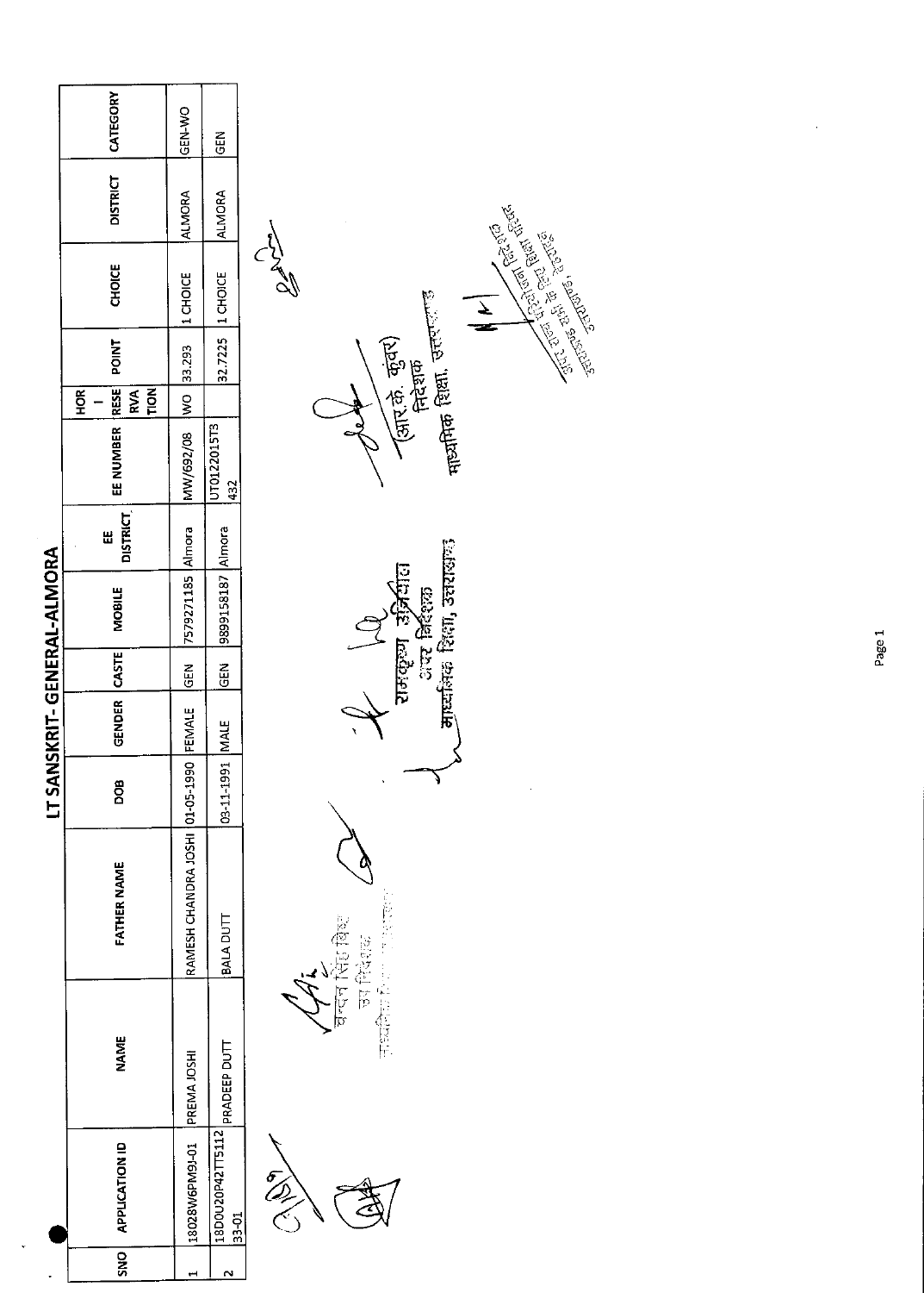# LT SANSKRIT- GENERAL-ALMORA

| SNO | APPLICATION ID | NAME | FATHER NAME | DOB | GENDER | CASTE | MOBILE | EE DISTRICT | EE NUMBER | HOR - RESERVATION | POINT | CHOICE | DISTRICT | CATEGORY |
|---|---|---|---|---|---|---|---|---|---|---|---|---|---|---|
| 1 | 18028W6PM9J-01 | PREMA JOSHI | RAMESH CHANDRA JOSHI | 01-05-1990 | FEMALE | GEN | 7579271185 | Almora | MW/692/08 | WO | 33.293 | 1 CHOICE | ALMORA | GEN-WO |
| 2 | 18D0U20P42TT511233-01 | PRADEEP DUTT | BALA DUTT | 03-11-1991 | MALE | GEN | 9899158187 | Almora | UT0122015T3432 | | 32.7225 | 1 CHOICE | ALMORA | GEN |

चन्दन सिंह बिष्ट
उप निदेशक
माध्यमिक शिक्षा, उत्तराखण्ड

रामकृष्ण उनियाल
अपर निदेशक
माध्यमिक शिक्षा, उत्तराखण्ड

(आर.के. कुंवर)
निदेशक
माध्यमिक शिक्षा, उत्तराखण्ड

अपर राज्य परियोजना निदेशक
राज्य परियोजना कार्यालय
उत्तराखण्ड, देहरादून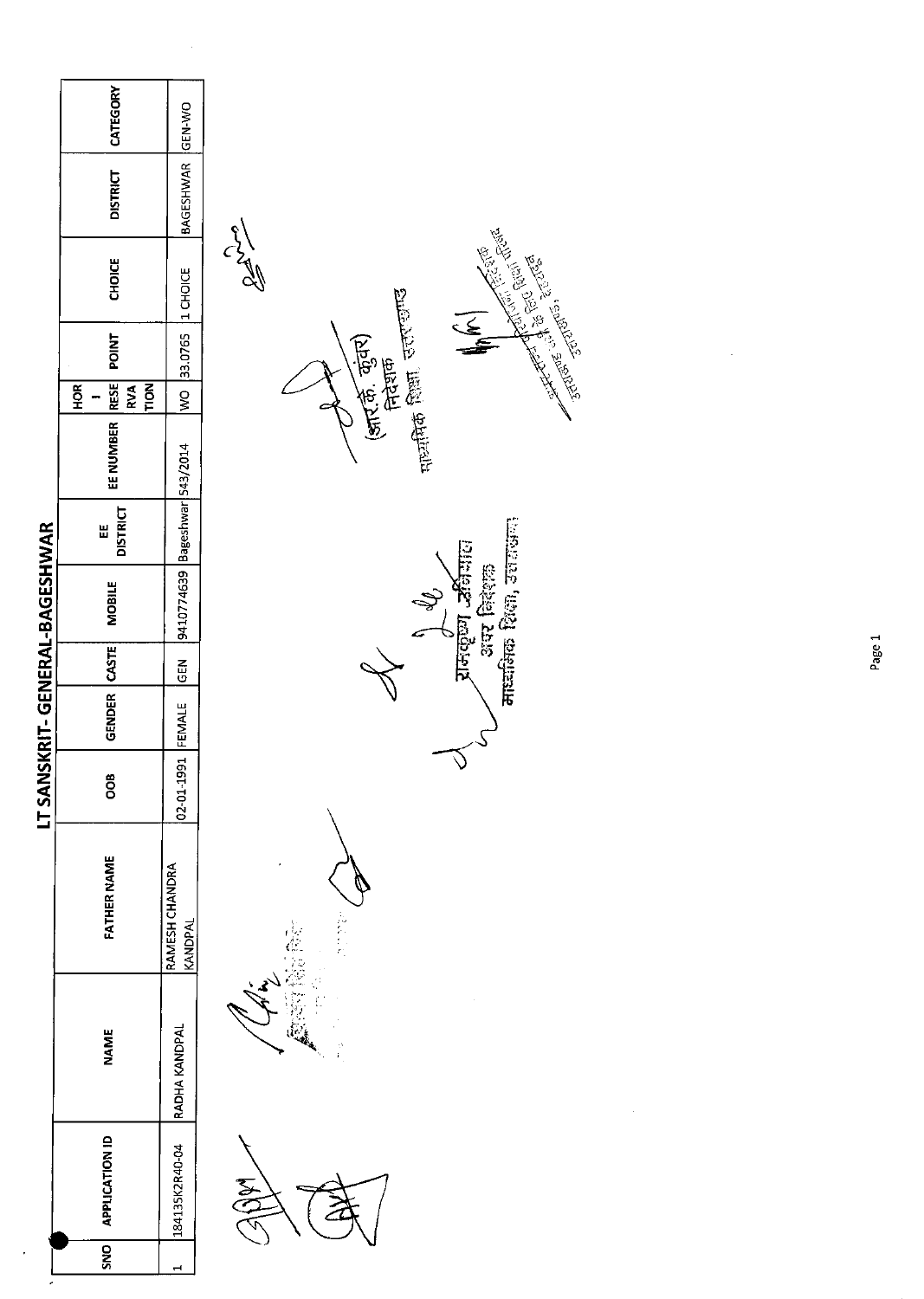# LT SANSKRIT- GENERAL-BAGESHWAR

| SNO | APPLICATION ID | NAME | FATHER NAME | DOB | GENDER | CASTE | MOBILE | EE DISTRICT | EE NUMBER | HOR - RESERVATION | POINT | CHOICE | DISTRICT | CATEGORY |
|---|---|---|---|---|---|---|---|---|---|---|---|---|---|---|
| 1 | 18413SK2R40-04 | RADHA KANDPAL | RAMESH CHANDRA KANDPAL | 02-01-1991 | FEMALE | GEN | 9410774639 | Bageshwar | 543/2014 | WO | 33.0765 | 1 CHOICE | BAGESHWAR | GEN-WO |

(आर.के. कुंवर)
निदेशक
माध्यमिक शिक्षा, उत्तराखण्ड

राजकृष्ण अधिकारी
अपर निदेशक
माध्यमिक शिक्षा, उत्तराखण्ड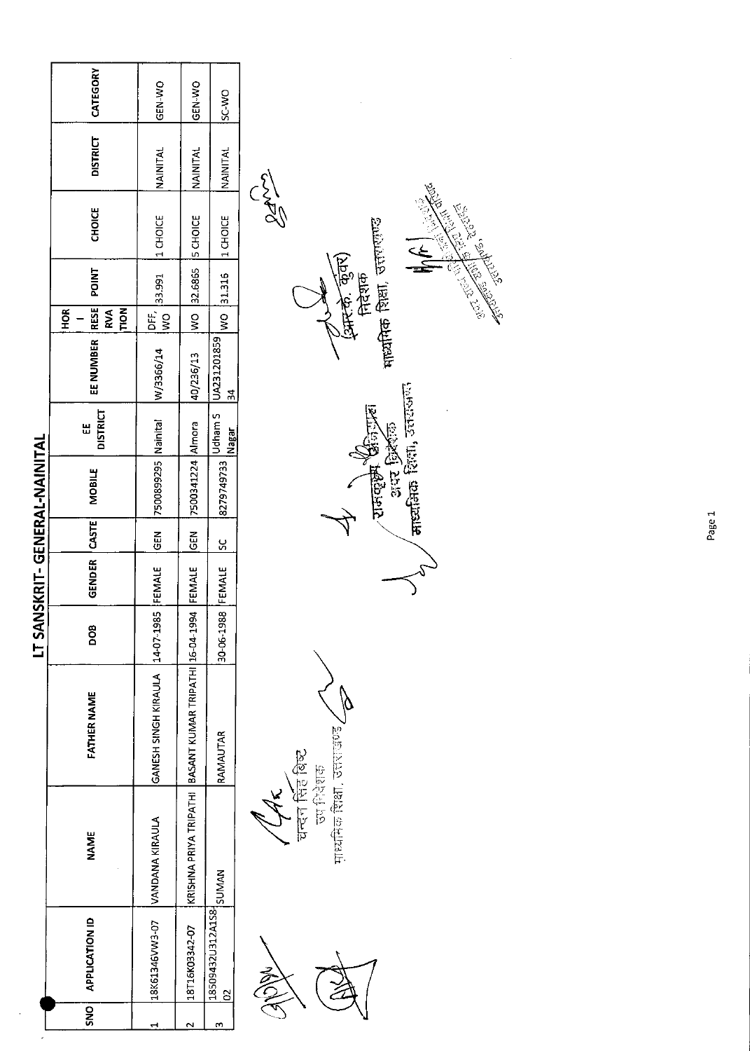# LT SANSKRIT- GENERAL-NAINITAL

| SNO | APPLICATION ID | NAME | FATHER NAME | DOB | GENDER | CASTE | MOBILE | EE DISTRICT | EE NUMBER | HOR - RESERVATION | POINT | CHOICE | DISTRICT | CATEGORY |
|---|---|---|---|---|---|---|---|---|---|---|---|---|---|---|
| 1 | 18K61346VW3-07 | VANDANA KIRAULA | GANESH SINGH KIRAULA | 14-07-1985 | FEMALE | GEN | 7500899295 | Nainital | W/3366/14 | DFF, WO | 33.991 | 1 CHOICE | NAINITAL | GEN-WO |
| 2 | 18T16K03342-07 | KRISHNA PRIYA TRIPATHI | BASANT KUMAR TRIPATHI | 16-04-1994 | FEMALE | GEN | 7500341224 | Almora | 40/236/13 | WO | 32.6865 | 5 CHOICE | NAINITAL | GEN-WO |
| 3 | 18509432U312A1S8-02 | SUMAN | RAMAUTAR | 30-06-1988 | FEMALE | SC | 8279749733 | Udham S Nagar | UA23120185934 | WO | 31.316 | 1 CHOICE | NAINITAL | SC-WO |

चन्दन सिंह बिष्ट
उप निदेशक
माध्यमिक शिक्षा, उत्तराखण्ड

राजकुमार
अपर निदेशक
माध्यमिक शिक्षा, उत्तराखण्ड

(आर.के. कुंवर)
निदेशक
माध्यमिक शिक्षा, उत्तराखण्ड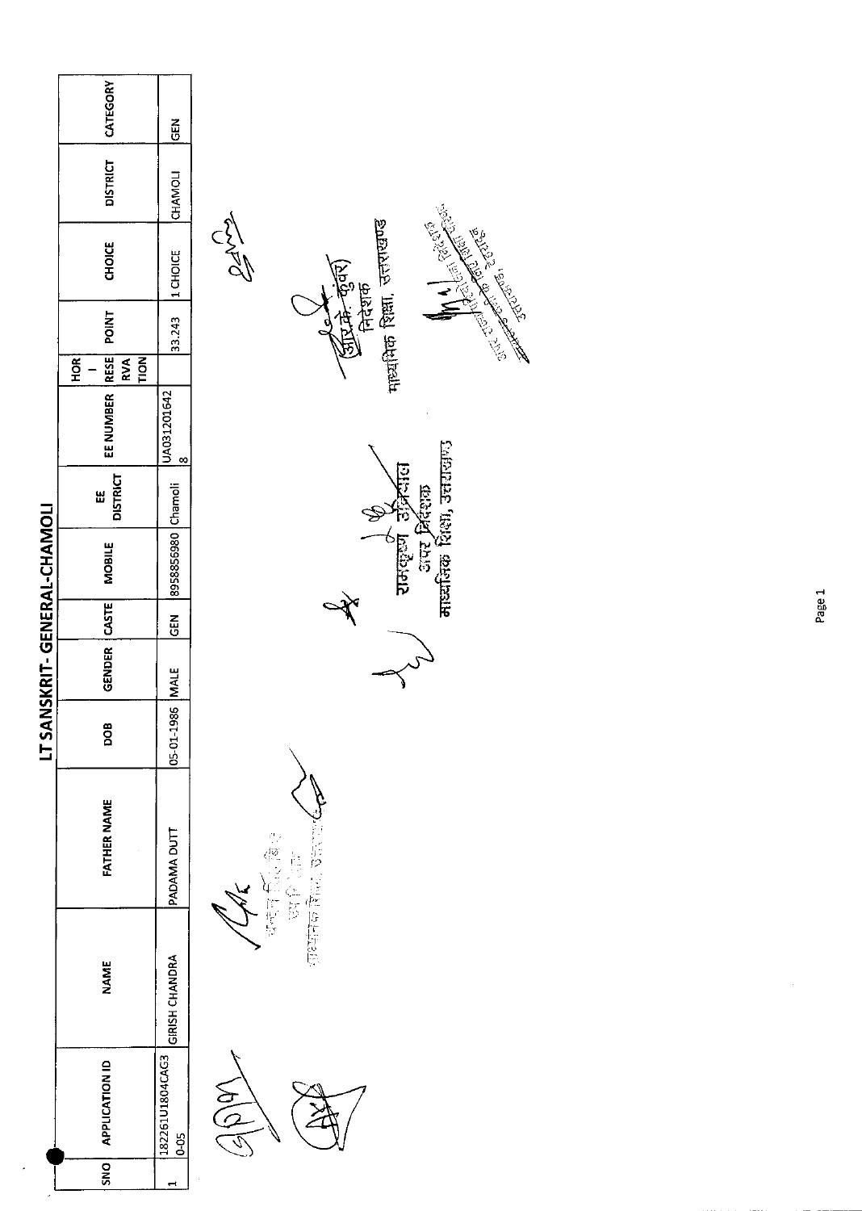# LT SANSKRIT- GENERAL-CHAMOLI

| SNO | APPLICATION ID | NAME | FATHER NAME | DOB | GENDER | CASTE | MOBILE | EE DISTRICT | EE NUMBER | HOR - RESERVATION | POINT | CHOICE | DISTRICT | CATEGORY |
|---|---|---|---|---|---|---|---|---|---|---|---|---|---|---|
| 1 | 182261U1804CAG30-05 | GIRISH CHANDRA | PADAMA DUTT | 05-01-1986 | MALE | GEN | 8958856980 | Chamoli | UA0312016428 | | 33.243 | 1 CHOICE | CHAMOLI | GEN |

रामकृष्ण उनियाल
अपर निदेशक
माध्यमिक शिक्षा, उत्तराखण्ड

(आर.के. कुंवर)
निदेशक
माध्यमिक शिक्षा, उत्तराखण्ड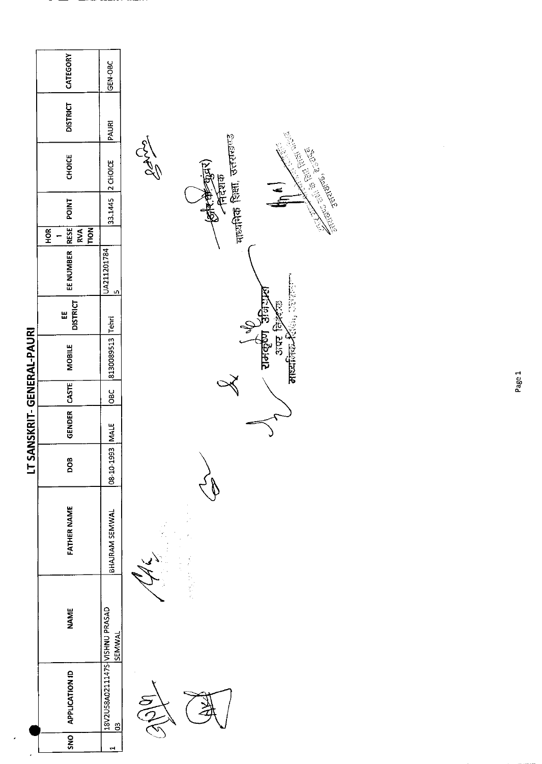# LT SANSKRIT- GENERAL-PAURI

| SNO | APPLICATION ID | NAME | FATHER NAME | DOB | GENDER | CASTE | MOBILE | EE DISTRICT | EE NUMBER | HOR - RESERVATION | POINT | CHOICE | DISTRICT | CATEGORY |
|---|---|---|---|---|---|---|---|---|---|---|---|---|---|---|
| 1 | 18V2U58A0211147S03 | VISHNU PRASAD SEMWAL | BHAJRAM SEMWAL | 08-10-1993 | MALE | OBC | 8130089513 | Tehri | UA2112017845 | | 33.1445 | 2 CHOICE | PAURI | GEN-OBC |

(आर.के. कुंवर)
निदेशक
माध्यमिक शिक्षा, उत्तराखण्ड

रामकृष्ण उनियाल
अपर निदेशक
माध्यमिक शिक्षा, उत्तराखण्ड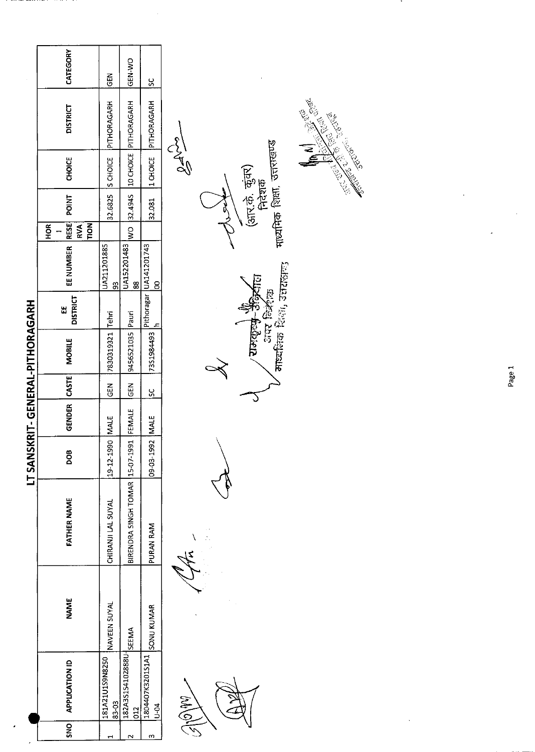# LT SANSKRIT- GENERAL-PITHORAGARH

| SNO | APPLICATION ID | NAME | FATHER NAME | DOB | GENDER | CASTE | MOBILE | EE DISTRICT | EE NUMBER | HOR - RESERVATION | POINT | CHOICE | DISTRICT | CATEGORY |
|---|---|---|---|---|---|---|---|---|---|---|---|---|---|---|
| 1 | 181A21U1S9N825083-03 | NAVEEN SUYAL | CHIRANJI LAL SUYAL | 19-12-1990 | MALE | GEN | 7830319321 | Tehri | UA21120188593 | | 32.6825 | 5 CHOICE | PITHORAGARH | GEN |
| 2 | 182A3S1S4102888U012 | SEEMA | BIRENDRA SINGH TOMAR | 15-07-1991 | FEMALE | GEN | 9456521035 | Pauri | UA15220148388 | WO | 32.4945 | 10 CHOICE | PITHORAGARH | GEN-WO |
| 3 | 1804407K3201S1A1U-04 | SONU KUMAR | PURAN RAM | 09-03-1992 | MALE | SC | 7351984493 | Pithoragarh | UA14120174300 | | 32.081 | 1 CHOICE | PITHORAGARH | SC |

राजकुमार उनियाल
उपर निदेशक
माध्यमिक शिक्षा, उत्तराखण्ड

(आर.के. कुंवर)
निदेशक
माध्यमिक शिक्षा, उत्तराखण्ड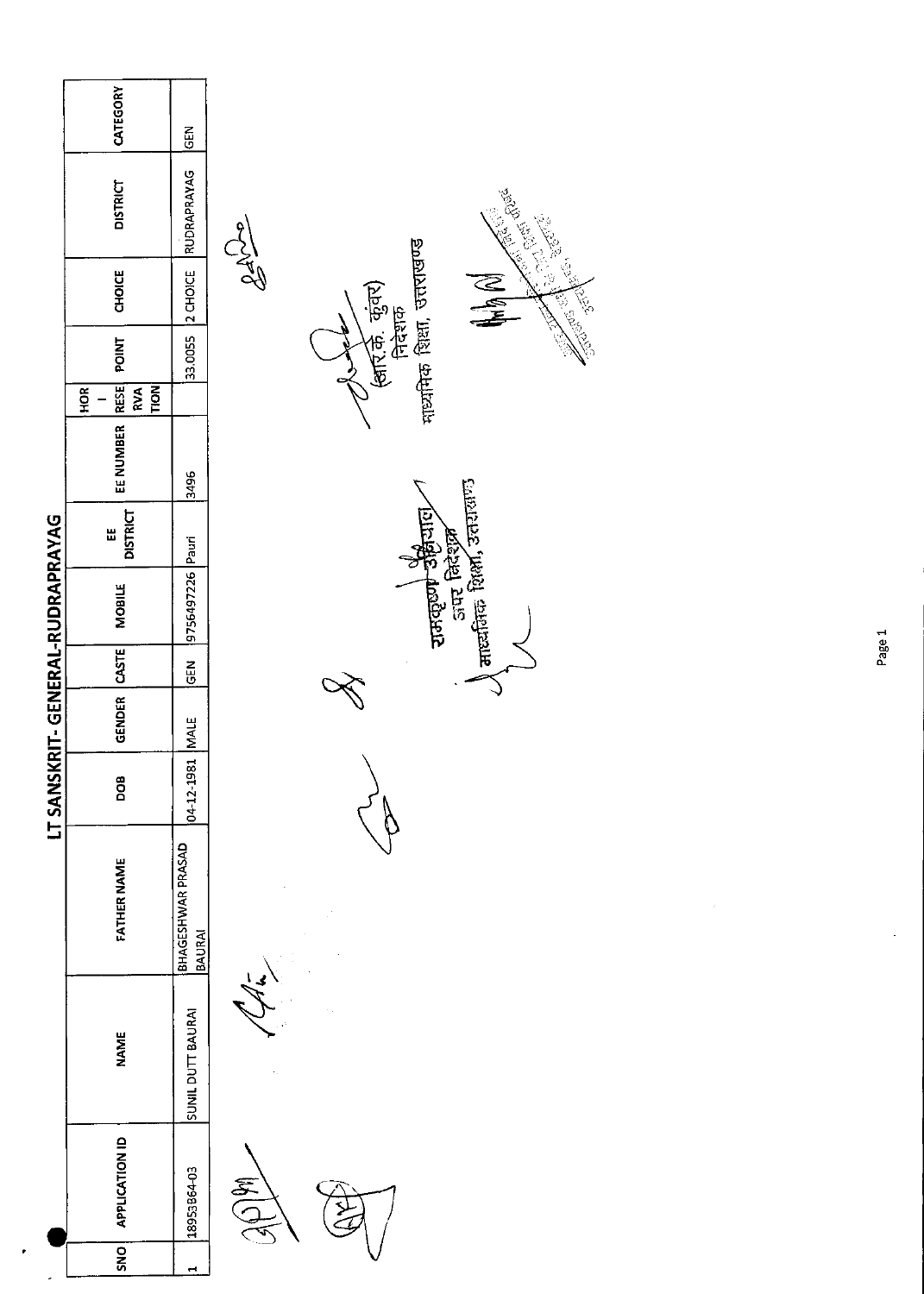# LT SANSKRIT- GENERAL-RUDRAPRAYAG

| SNO | APPLICATION ID | NAME | FATHER NAME | DOB | GENDER | CASTE | MOBILE | EE DISTRICT | EE NUMBER | HOR - RESERVATION | POINT | CHOICE | DISTRICT | CATEGORY |
|---|---|---|---|---|---|---|---|---|---|---|---|---|---|---|
| 1 | 18953864-03 | SUNIL DUTT BAURAI | BHAGESHWAR PRASAD BAURAI | 04-12-1981 | MALE | GEN | 9756497226 | Pauri | 3496 | | 33.0055 | 2 CHOICE | RUDRAPRAYAG | GEN |

(आर.के. कुंवर)
निदेशक
माध्यमिक शिक्षा, उत्तराखण्ड

रामकृष्ण उनियाल
अपर निदेशक
माध्यमिक शिक्षा, उत्तराखण्ड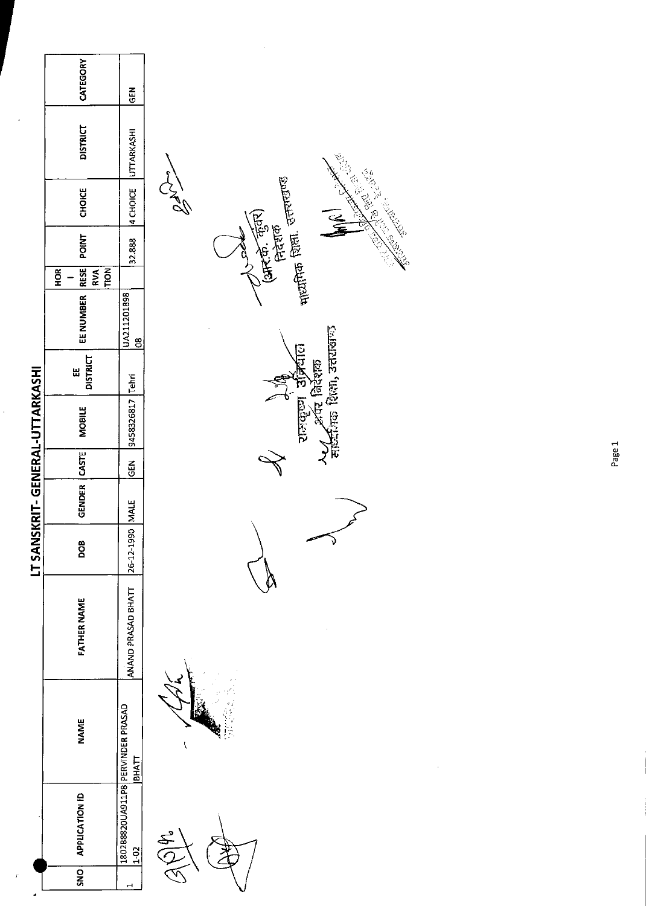# LT SANSKRIT- GENERAL-UTTARKASHI

| SNO | APPLICATION ID | NAME | FATHER NAME | DOB | GENDER | CASTE | MOBILE | EE DISTRICT | EE NUMBER | HOR - RESE RVA TION | POINT | CHOICE | DISTRICT | CATEGORY |
|---|---|---|---|---|---|---|---|---|---|---|---|---|---|---|
| 1 | 180288820UA911P81-02 | PERVINDER PRASAD BHATT | ANAND PRASAD BHATT | 26-12-1990 | MALE | GEN | 9458326817 | Tehri | UA21120189808 | | 32.888 | 4 CHOICE | UTTARKASHI | GEN |

(आर.के. कुंवर)
निदेशक
माध्यमिक शिक्षा, उत्तराखण्ड

रामकृष्ण उनियाल
अपर निदेशक
माध्यमिक शिक्षा, उत्तराखण्ड